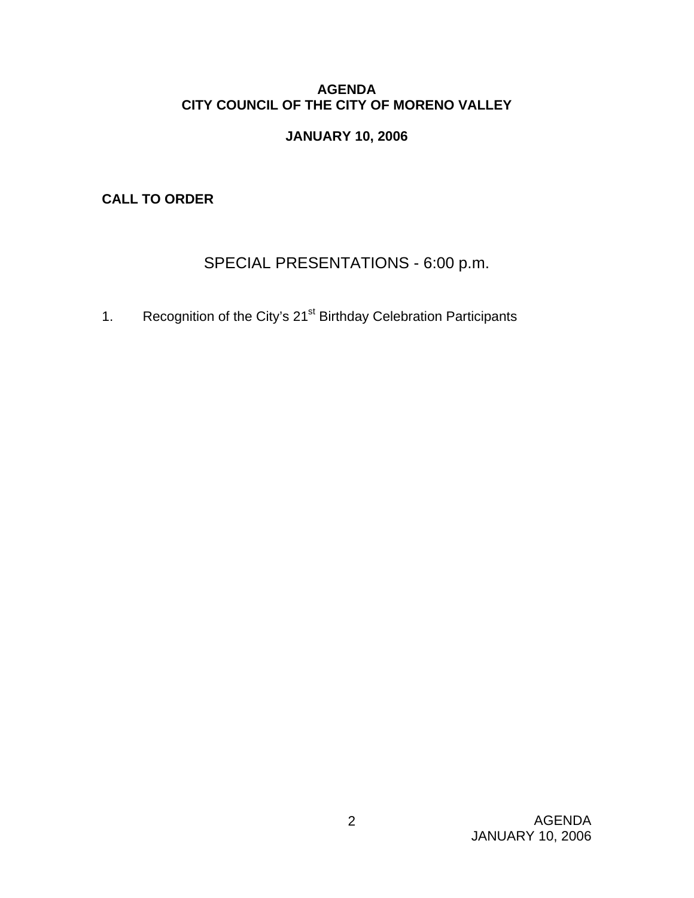# AGENDA
# CITY COUNCIL OF THE CITY OF MORENO VALLEY

## JANUARY 10, 2006

**CALL TO ORDER**

## SPECIAL PRESENTATIONS - 6:00 p.m.

1. Recognition of the City's 21st Birthday Celebration Participants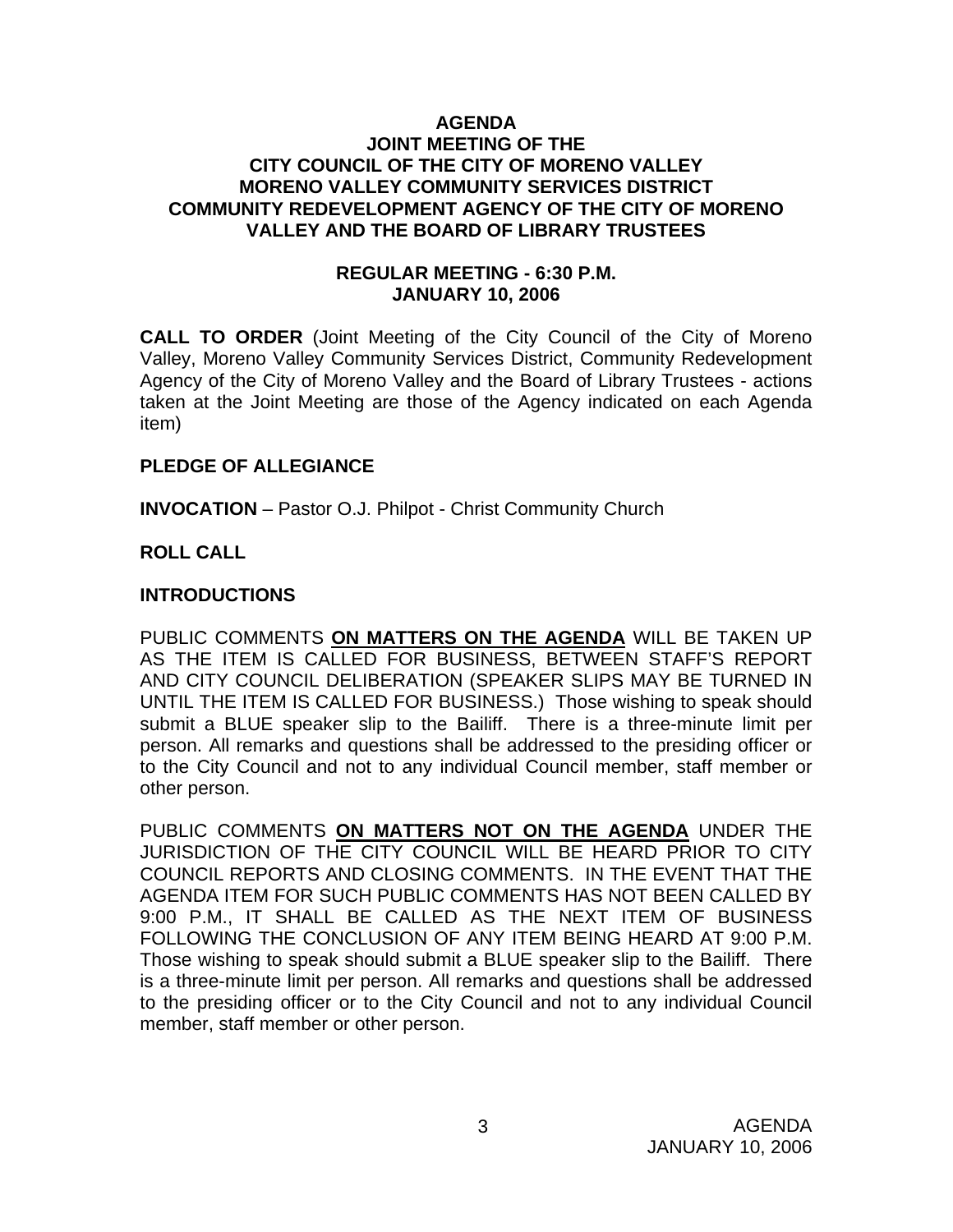**AGENDA**
**JOINT MEETING OF THE**
**CITY COUNCIL OF THE CITY OF MORENO VALLEY**
**MORENO VALLEY COMMUNITY SERVICES DISTRICT**
**COMMUNITY REDEVELOPMENT AGENCY OF THE CITY OF MORENO VALLEY AND THE BOARD OF LIBRARY TRUSTEES**

**REGULAR MEETING - 6:30 P.M.**
**JANUARY 10, 2006**

**CALL TO ORDER** (Joint Meeting of the City Council of the City of Moreno Valley, Moreno Valley Community Services District, Community Redevelopment Agency of the City of Moreno Valley and the Board of Library Trustees - actions taken at the Joint Meeting are those of the Agency indicated on each Agenda item)

**PLEDGE OF ALLEGIANCE**

**INVOCATION** – Pastor O.J. Philpot - Christ Community Church

**ROLL CALL**

**INTRODUCTIONS**

PUBLIC COMMENTS **ON MATTERS ON THE AGENDA** WILL BE TAKEN UP AS THE ITEM IS CALLED FOR BUSINESS, BETWEEN STAFF'S REPORT AND CITY COUNCIL DELIBERATION (SPEAKER SLIPS MAY BE TURNED IN UNTIL THE ITEM IS CALLED FOR BUSINESS.) Those wishing to speak should submit a BLUE speaker slip to the Bailiff. There is a three-minute limit per person. All remarks and questions shall be addressed to the presiding officer or to the City Council and not to any individual Council member, staff member or other person.

PUBLIC COMMENTS **ON MATTERS NOT ON THE AGENDA** UNDER THE JURISDICTION OF THE CITY COUNCIL WILL BE HEARD PRIOR TO CITY COUNCIL REPORTS AND CLOSING COMMENTS. IN THE EVENT THAT THE AGENDA ITEM FOR SUCH PUBLIC COMMENTS HAS NOT BEEN CALLED BY 9:00 P.M., IT SHALL BE CALLED AS THE NEXT ITEM OF BUSINESS FOLLOWING THE CONCLUSION OF ANY ITEM BEING HEARD AT 9:00 P.M. Those wishing to speak should submit a BLUE speaker slip to the Bailiff. There is a three-minute limit per person. All remarks and questions shall be addressed to the presiding officer or to the City Council and not to any individual Council member, staff member or other person.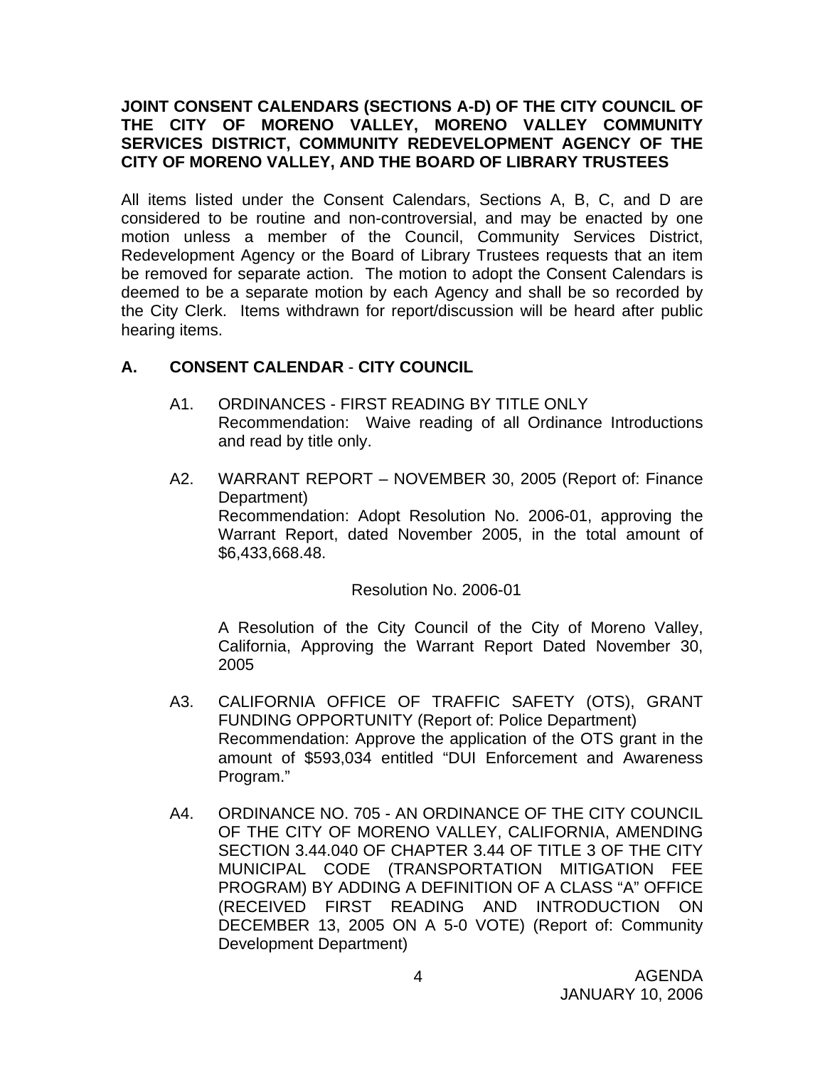**JOINT CONSENT CALENDARS (SECTIONS A-D) OF THE CITY COUNCIL OF THE CITY OF MORENO VALLEY, MORENO VALLEY COMMUNITY SERVICES DISTRICT, COMMUNITY REDEVELOPMENT AGENCY OF THE CITY OF MORENO VALLEY, AND THE BOARD OF LIBRARY TRUSTEES**

All items listed under the Consent Calendars, Sections A, B, C, and D are considered to be routine and non-controversial, and may be enacted by one motion unless a member of the Council, Community Services District, Redevelopment Agency or the Board of Library Trustees requests that an item be removed for separate action. The motion to adopt the Consent Calendars is deemed to be a separate motion by each Agency and shall be so recorded by the City Clerk. Items withdrawn for report/discussion will be heard after public hearing items.

## A. CONSENT CALENDAR - CITY COUNCIL

A1. ORDINANCES - FIRST READING BY TITLE ONLY
Recommendation: Waive reading of all Ordinance Introductions and read by title only.

A2. WARRANT REPORT – NOVEMBER 30, 2005 (Report of: Finance Department)
Recommendation: Adopt Resolution No. 2006-01, approving the Warrant Report, dated November 2005, in the total amount of $6,433,668.48.

Resolution No. 2006-01

A Resolution of the City Council of the City of Moreno Valley, California, Approving the Warrant Report Dated November 30, 2005

A3. CALIFORNIA OFFICE OF TRAFFIC SAFETY (OTS), GRANT FUNDING OPPORTUNITY (Report of: Police Department)
Recommendation: Approve the application of the OTS grant in the amount of $593,034 entitled "DUI Enforcement and Awareness Program."

A4. ORDINANCE NO. 705 - AN ORDINANCE OF THE CITY COUNCIL OF THE CITY OF MORENO VALLEY, CALIFORNIA, AMENDING SECTION 3.44.040 OF CHAPTER 3.44 OF TITLE 3 OF THE CITY MUNICIPAL CODE (TRANSPORTATION MITIGATION FEE PROGRAM) BY ADDING A DEFINITION OF A CLASS "A" OFFICE (RECEIVED FIRST READING AND INTRODUCTION ON DECEMBER 13, 2005 ON A 5-0 VOTE) (Report of: Community Development Department)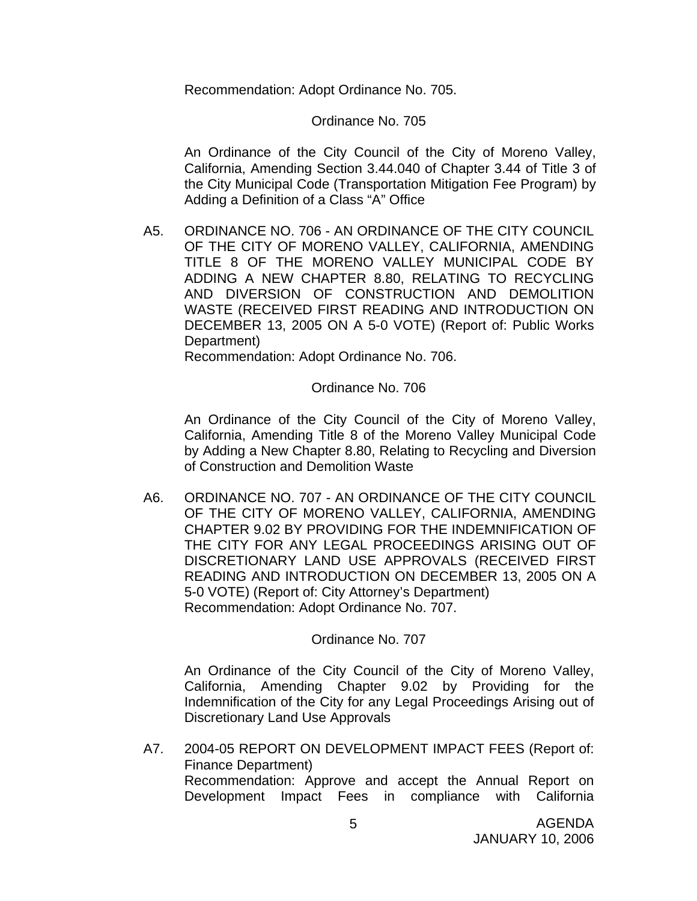Recommendation: Adopt Ordinance No. 705.

Ordinance No. 705

An Ordinance of the City Council of the City of Moreno Valley, California, Amending Section 3.44.040 of Chapter 3.44 of Title 3 of the City Municipal Code (Transportation Mitigation Fee Program) by Adding a Definition of a Class "A" Office

A5. ORDINANCE NO. 706 - AN ORDINANCE OF THE CITY COUNCIL OF THE CITY OF MORENO VALLEY, CALIFORNIA, AMENDING TITLE 8 OF THE MORENO VALLEY MUNICIPAL CODE BY ADDING A NEW CHAPTER 8.80, RELATING TO RECYCLING AND DIVERSION OF CONSTRUCTION AND DEMOLITION WASTE (RECEIVED FIRST READING AND INTRODUCTION ON DECEMBER 13, 2005 ON A 5-0 VOTE) (Report of: Public Works Department)
Recommendation: Adopt Ordinance No. 706.

Ordinance No. 706

An Ordinance of the City Council of the City of Moreno Valley, California, Amending Title 8 of the Moreno Valley Municipal Code by Adding a New Chapter 8.80, Relating to Recycling and Diversion of Construction and Demolition Waste

A6. ORDINANCE NO. 707 - AN ORDINANCE OF THE CITY COUNCIL OF THE CITY OF MORENO VALLEY, CALIFORNIA, AMENDING CHAPTER 9.02 BY PROVIDING FOR THE INDEMNIFICATION OF THE CITY FOR ANY LEGAL PROCEEDINGS ARISING OUT OF DISCRETIONARY LAND USE APPROVALS (RECEIVED FIRST READING AND INTRODUCTION ON DECEMBER 13, 2005 ON A 5-0 VOTE) (Report of: City Attorney's Department)
Recommendation: Adopt Ordinance No. 707.

Ordinance No. 707

An Ordinance of the City Council of the City of Moreno Valley, California, Amending Chapter 9.02 by Providing for the Indemnification of the City for any Legal Proceedings Arising out of Discretionary Land Use Approvals

A7. 2004-05 REPORT ON DEVELOPMENT IMPACT FEES (Report of: Finance Department)
Recommendation: Approve and accept the Annual Report on Development Impact Fees in compliance with California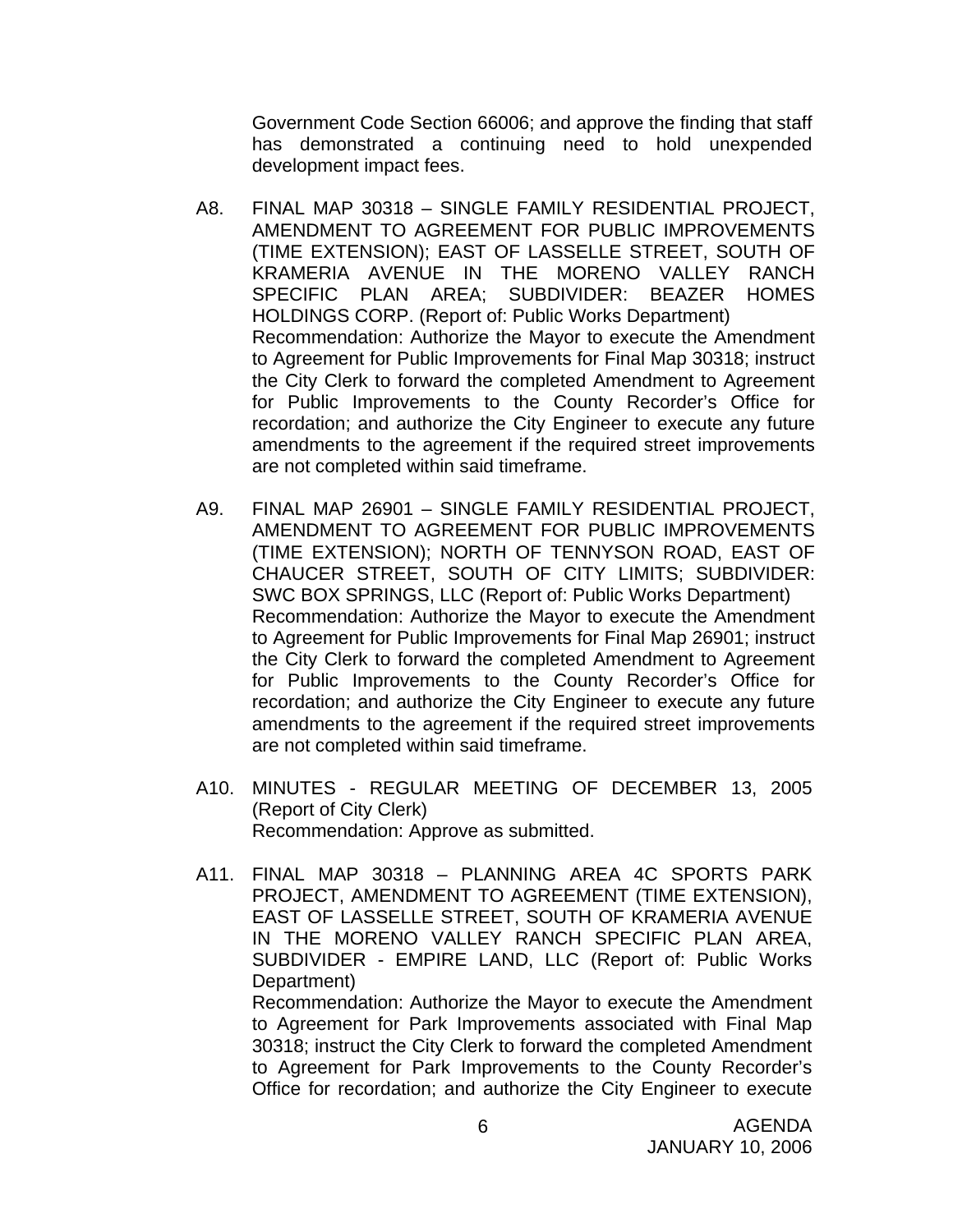Government Code Section 66006; and approve the finding that staff has demonstrated a continuing need to hold unexpended development impact fees.

A8. FINAL MAP 30318 – SINGLE FAMILY RESIDENTIAL PROJECT, AMENDMENT TO AGREEMENT FOR PUBLIC IMPROVEMENTS (TIME EXTENSION); EAST OF LASSELLE STREET, SOUTH OF KRAMERIA AVENUE IN THE MORENO VALLEY RANCH SPECIFIC PLAN AREA; SUBDIVIDER: BEAZER HOMES HOLDINGS CORP. (Report of: Public Works Department)
Recommendation: Authorize the Mayor to execute the Amendment to Agreement for Public Improvements for Final Map 30318; instruct the City Clerk to forward the completed Amendment to Agreement for Public Improvements to the County Recorder's Office for recordation; and authorize the City Engineer to execute any future amendments to the agreement if the required street improvements are not completed within said timeframe.

A9. FINAL MAP 26901 – SINGLE FAMILY RESIDENTIAL PROJECT, AMENDMENT TO AGREEMENT FOR PUBLIC IMPROVEMENTS (TIME EXTENSION); NORTH OF TENNYSON ROAD, EAST OF CHAUCER STREET, SOUTH OF CITY LIMITS; SUBDIVIDER: SWC BOX SPRINGS, LLC (Report of: Public Works Department)
Recommendation: Authorize the Mayor to execute the Amendment to Agreement for Public Improvements for Final Map 26901; instruct the City Clerk to forward the completed Amendment to Agreement for Public Improvements to the County Recorder's Office for recordation; and authorize the City Engineer to execute any future amendments to the agreement if the required street improvements are not completed within said timeframe.

A10. MINUTES - REGULAR MEETING OF DECEMBER 13, 2005 (Report of City Clerk)
Recommendation: Approve as submitted.

A11. FINAL MAP 30318 – PLANNING AREA 4C SPORTS PARK PROJECT, AMENDMENT TO AGREEMENT (TIME EXTENSION), EAST OF LASSELLE STREET, SOUTH OF KRAMERIA AVENUE IN THE MORENO VALLEY RANCH SPECIFIC PLAN AREA, SUBDIVIDER - EMPIRE LAND, LLC (Report of: Public Works Department)
Recommendation: Authorize the Mayor to execute the Amendment to Agreement for Park Improvements associated with Final Map 30318; instruct the City Clerk to forward the completed Amendment to Agreement for Park Improvements to the County Recorder's Office for recordation; and authorize the City Engineer to execute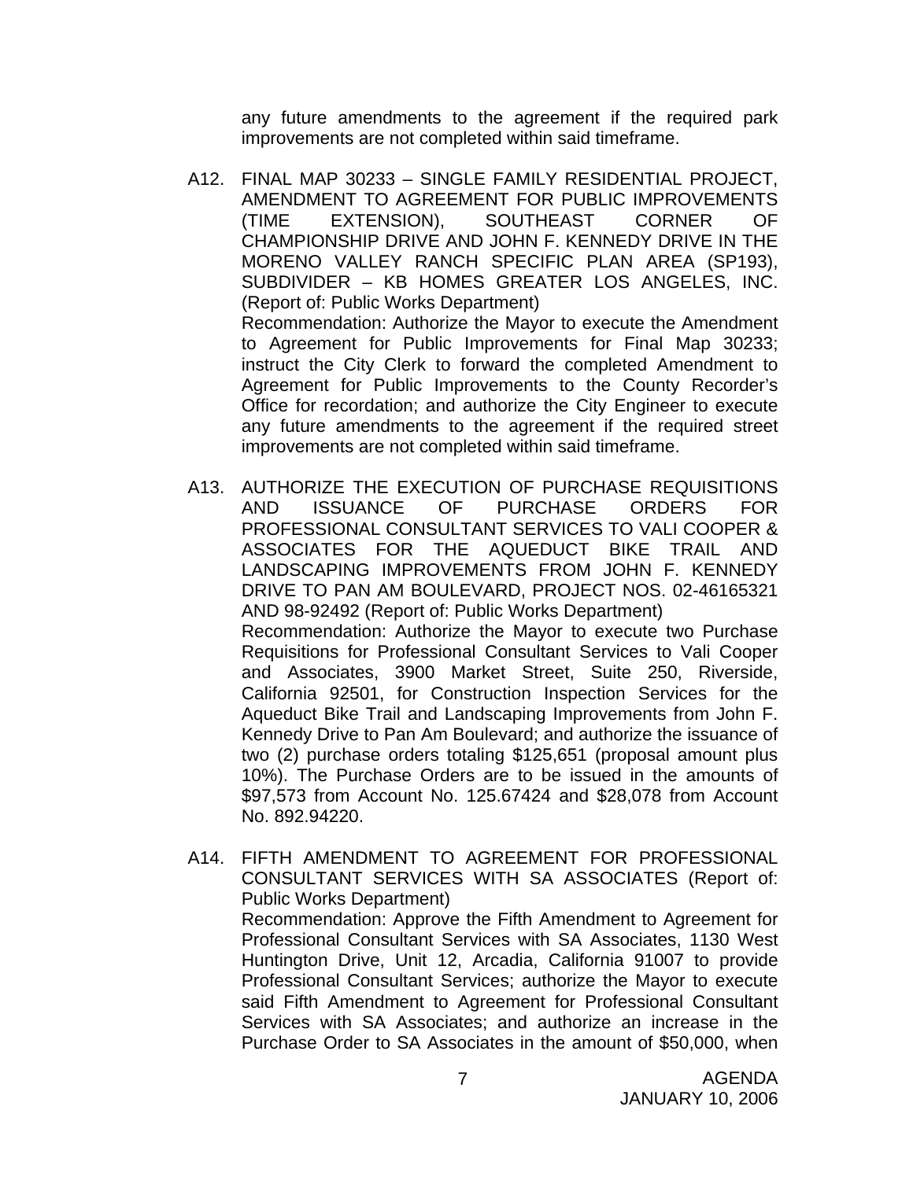any future amendments to the agreement if the required park improvements are not completed within said timeframe.

A12. FINAL MAP 30233 – SINGLE FAMILY RESIDENTIAL PROJECT, AMENDMENT TO AGREEMENT FOR PUBLIC IMPROVEMENTS (TIME EXTENSION), SOUTHEAST CORNER OF CHAMPIONSHIP DRIVE AND JOHN F. KENNEDY DRIVE IN THE MORENO VALLEY RANCH SPECIFIC PLAN AREA (SP193), SUBDIVIDER – KB HOMES GREATER LOS ANGELES, INC. (Report of: Public Works Department)
Recommendation: Authorize the Mayor to execute the Amendment to Agreement for Public Improvements for Final Map 30233; instruct the City Clerk to forward the completed Amendment to Agreement for Public Improvements to the County Recorder's Office for recordation; and authorize the City Engineer to execute any future amendments to the agreement if the required street improvements are not completed within said timeframe.

A13. AUTHORIZE THE EXECUTION OF PURCHASE REQUISITIONS AND ISSUANCE OF PURCHASE ORDERS FOR PROFESSIONAL CONSULTANT SERVICES TO VALI COOPER & ASSOCIATES FOR THE AQUEDUCT BIKE TRAIL AND LANDSCAPING IMPROVEMENTS FROM JOHN F. KENNEDY DRIVE TO PAN AM BOULEVARD, PROJECT NOS. 02-46165321 AND 98-92492 (Report of: Public Works Department)
Recommendation: Authorize the Mayor to execute two Purchase Requisitions for Professional Consultant Services to Vali Cooper and Associates, 3900 Market Street, Suite 250, Riverside, California 92501, for Construction Inspection Services for the Aqueduct Bike Trail and Landscaping Improvements from John F. Kennedy Drive to Pan Am Boulevard; and authorize the issuance of two (2) purchase orders totaling $125,651 (proposal amount plus 10%). The Purchase Orders are to be issued in the amounts of $97,573 from Account No. 125.67424 and $28,078 from Account No. 892.94220.

A14. FIFTH AMENDMENT TO AGREEMENT FOR PROFESSIONAL CONSULTANT SERVICES WITH SA ASSOCIATES (Report of: Public Works Department)
Recommendation: Approve the Fifth Amendment to Agreement for Professional Consultant Services with SA Associates, 1130 West Huntington Drive, Unit 12, Arcadia, California 91007 to provide Professional Consultant Services; authorize the Mayor to execute said Fifth Amendment to Agreement for Professional Consultant Services with SA Associates; and authorize an increase in the Purchase Order to SA Associates in the amount of $50,000, when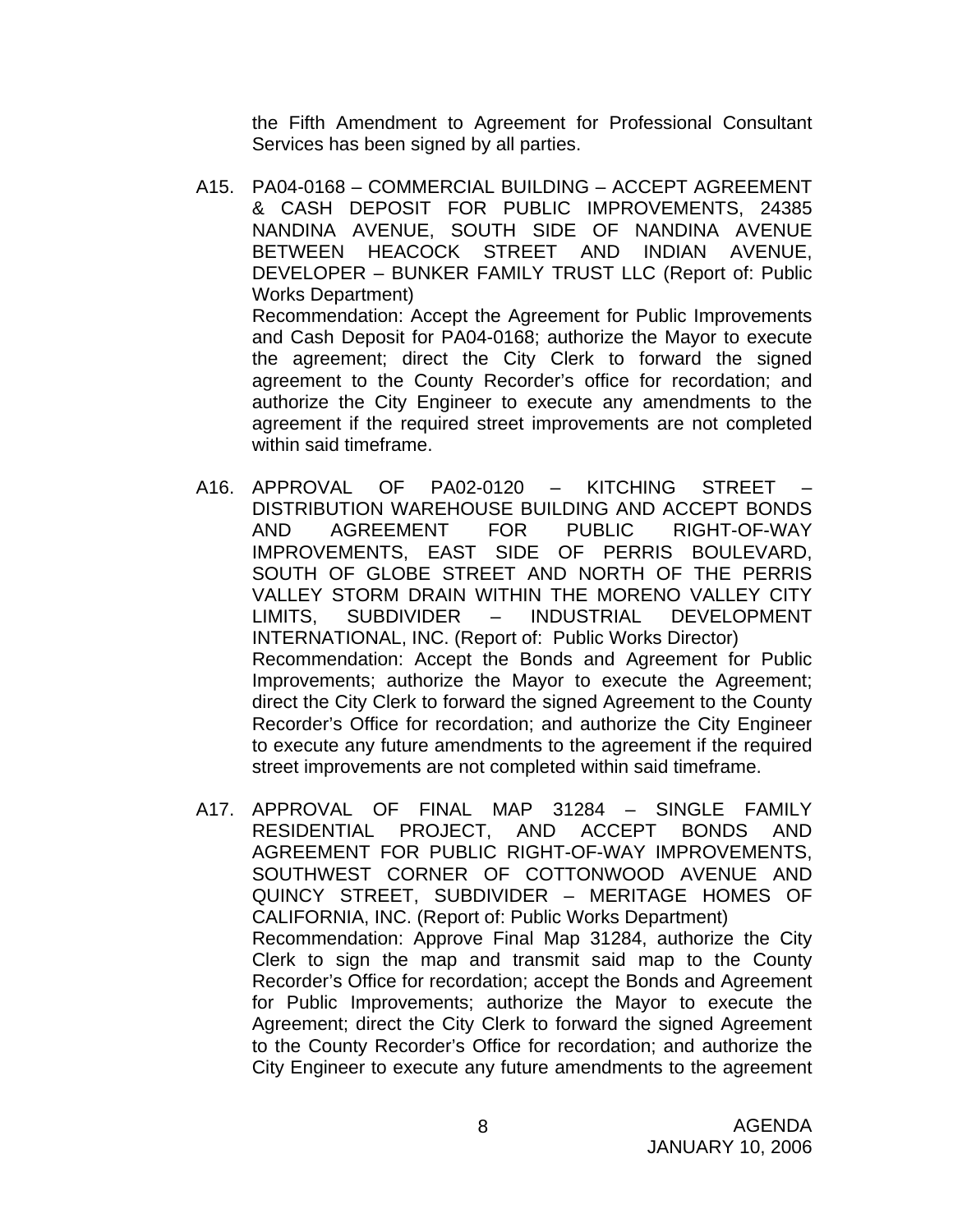the Fifth Amendment to Agreement for Professional Consultant Services has been signed by all parties.

A15. PA04-0168 – COMMERCIAL BUILDING – ACCEPT AGREEMENT & CASH DEPOSIT FOR PUBLIC IMPROVEMENTS, 24385 NANDINA AVENUE, SOUTH SIDE OF NANDINA AVENUE BETWEEN HEACOCK STREET AND INDIAN AVENUE, DEVELOPER – BUNKER FAMILY TRUST LLC (Report of: Public Works Department)
Recommendation: Accept the Agreement for Public Improvements and Cash Deposit for PA04-0168; authorize the Mayor to execute the agreement; direct the City Clerk to forward the signed agreement to the County Recorder's office for recordation; and authorize the City Engineer to execute any amendments to the agreement if the required street improvements are not completed within said timeframe.

A16. APPROVAL OF PA02-0120 – KITCHING STREET – DISTRIBUTION WAREHOUSE BUILDING AND ACCEPT BONDS AND AGREEMENT FOR PUBLIC RIGHT-OF-WAY IMPROVEMENTS, EAST SIDE OF PERRIS BOULEVARD, SOUTH OF GLOBE STREET AND NORTH OF THE PERRIS VALLEY STORM DRAIN WITHIN THE MORENO VALLEY CITY LIMITS, SUBDIVIDER – INDUSTRIAL DEVELOPMENT INTERNATIONAL, INC. (Report of: Public Works Director)
Recommendation: Accept the Bonds and Agreement for Public Improvements; authorize the Mayor to execute the Agreement; direct the City Clerk to forward the signed Agreement to the County Recorder's Office for recordation; and authorize the City Engineer to execute any future amendments to the agreement if the required street improvements are not completed within said timeframe.

A17. APPROVAL OF FINAL MAP 31284 – SINGLE FAMILY RESIDENTIAL PROJECT, AND ACCEPT BONDS AND AGREEMENT FOR PUBLIC RIGHT-OF-WAY IMPROVEMENTS, SOUTHWEST CORNER OF COTTONWOOD AVENUE AND QUINCY STREET, SUBDIVIDER – MERITAGE HOMES OF CALIFORNIA, INC. (Report of: Public Works Department)
Recommendation: Approve Final Map 31284, authorize the City Clerk to sign the map and transmit said map to the County Recorder's Office for recordation; accept the Bonds and Agreement for Public Improvements; authorize the Mayor to execute the Agreement; direct the City Clerk to forward the signed Agreement to the County Recorder's Office for recordation; and authorize the City Engineer to execute any future amendments to the agreement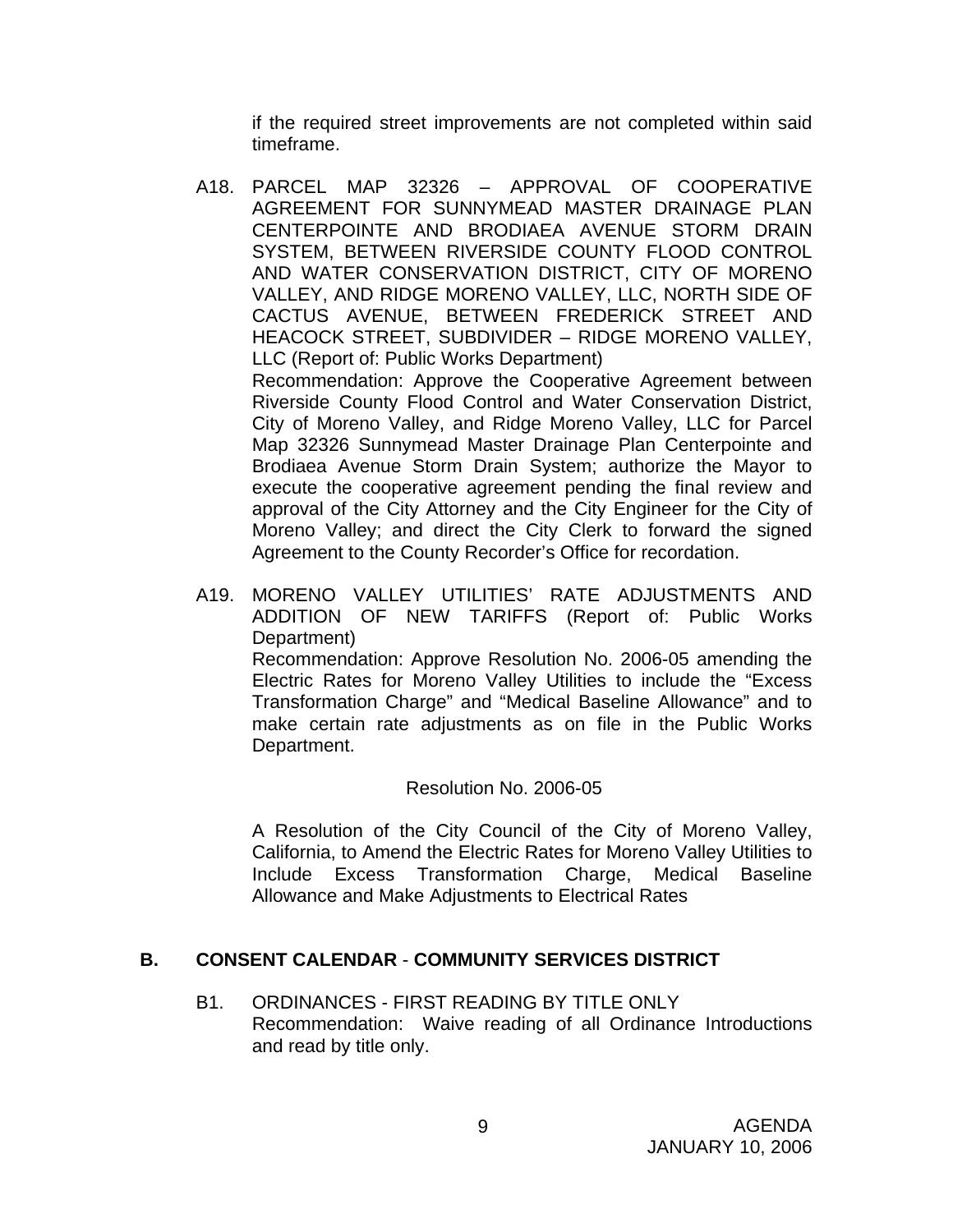if the required street improvements are not completed within said timeframe.

A18. PARCEL MAP 32326 – APPROVAL OF COOPERATIVE AGREEMENT FOR SUNNYMEAD MASTER DRAINAGE PLAN CENTERPOINTE AND BRODIAEA AVENUE STORM DRAIN SYSTEM, BETWEEN RIVERSIDE COUNTY FLOOD CONTROL AND WATER CONSERVATION DISTRICT, CITY OF MORENO VALLEY, AND RIDGE MORENO VALLEY, LLC, NORTH SIDE OF CACTUS AVENUE, BETWEEN FREDERICK STREET AND HEACOCK STREET, SUBDIVIDER – RIDGE MORENO VALLEY, LLC (Report of: Public Works Department)
Recommendation: Approve the Cooperative Agreement between Riverside County Flood Control and Water Conservation District, City of Moreno Valley, and Ridge Moreno Valley, LLC for Parcel Map 32326 Sunnymead Master Drainage Plan Centerpointe and Brodiaea Avenue Storm Drain System; authorize the Mayor to execute the cooperative agreement pending the final review and approval of the City Attorney and the City Engineer for the City of Moreno Valley; and direct the City Clerk to forward the signed Agreement to the County Recorder's Office for recordation.

A19. MORENO VALLEY UTILITIES' RATE ADJUSTMENTS AND ADDITION OF NEW TARIFFS (Report of: Public Works Department)
Recommendation: Approve Resolution No. 2006-05 amending the Electric Rates for Moreno Valley Utilities to include the "Excess Transformation Charge" and "Medical Baseline Allowance" and to make certain rate adjustments as on file in the Public Works Department.

Resolution No. 2006-05

A Resolution of the City Council of the City of Moreno Valley, California, to Amend the Electric Rates for Moreno Valley Utilities to Include Excess Transformation Charge, Medical Baseline Allowance and Make Adjustments to Electrical Rates

## B. CONSENT CALENDAR - COMMUNITY SERVICES DISTRICT

B1. ORDINANCES - FIRST READING BY TITLE ONLY
Recommendation: Waive reading of all Ordinance Introductions and read by title only.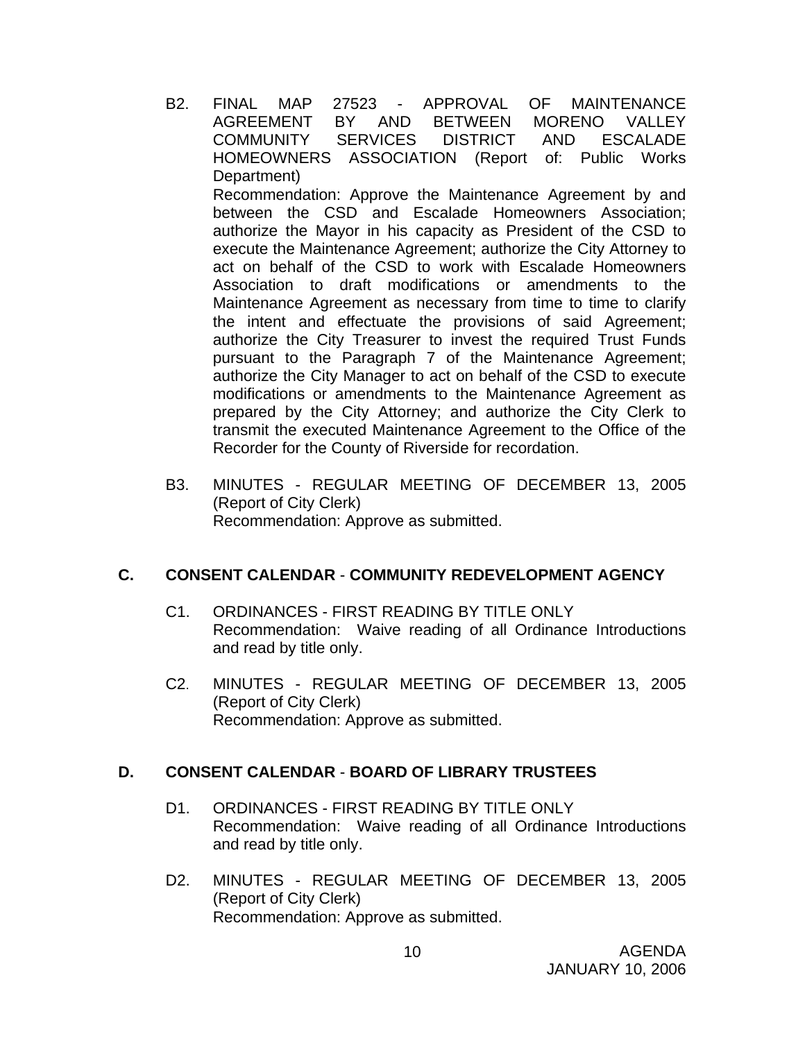B2. FINAL MAP 27523 - APPROVAL OF MAINTENANCE AGREEMENT BY AND BETWEEN MORENO VALLEY COMMUNITY SERVICES DISTRICT AND ESCALADE HOMEOWNERS ASSOCIATION (Report of: Public Works Department)
Recommendation: Approve the Maintenance Agreement by and between the CSD and Escalade Homeowners Association; authorize the Mayor in his capacity as President of the CSD to execute the Maintenance Agreement; authorize the City Attorney to act on behalf of the CSD to work with Escalade Homeowners Association to draft modifications or amendments to the Maintenance Agreement as necessary from time to time to clarify the intent and effectuate the provisions of said Agreement; authorize the City Treasurer to invest the required Trust Funds pursuant to the Paragraph 7 of the Maintenance Agreement; authorize the City Manager to act on behalf of the CSD to execute modifications or amendments to the Maintenance Agreement as prepared by the City Attorney; and authorize the City Clerk to transmit the executed Maintenance Agreement to the Office of the Recorder for the County of Riverside for recordation.

B3. MINUTES - REGULAR MEETING OF DECEMBER 13, 2005 (Report of City Clerk)
Recommendation: Approve as submitted.

## C. CONSENT CALENDAR - COMMUNITY REDEVELOPMENT AGENCY

C1. ORDINANCES - FIRST READING BY TITLE ONLY
Recommendation: Waive reading of all Ordinance Introductions and read by title only.

C2. MINUTES - REGULAR MEETING OF DECEMBER 13, 2005 (Report of City Clerk)
Recommendation: Approve as submitted.

## D. CONSENT CALENDAR - BOARD OF LIBRARY TRUSTEES

D1. ORDINANCES - FIRST READING BY TITLE ONLY
Recommendation: Waive reading of all Ordinance Introductions and read by title only.

D2. MINUTES - REGULAR MEETING OF DECEMBER 13, 2005 (Report of City Clerk)
Recommendation: Approve as submitted.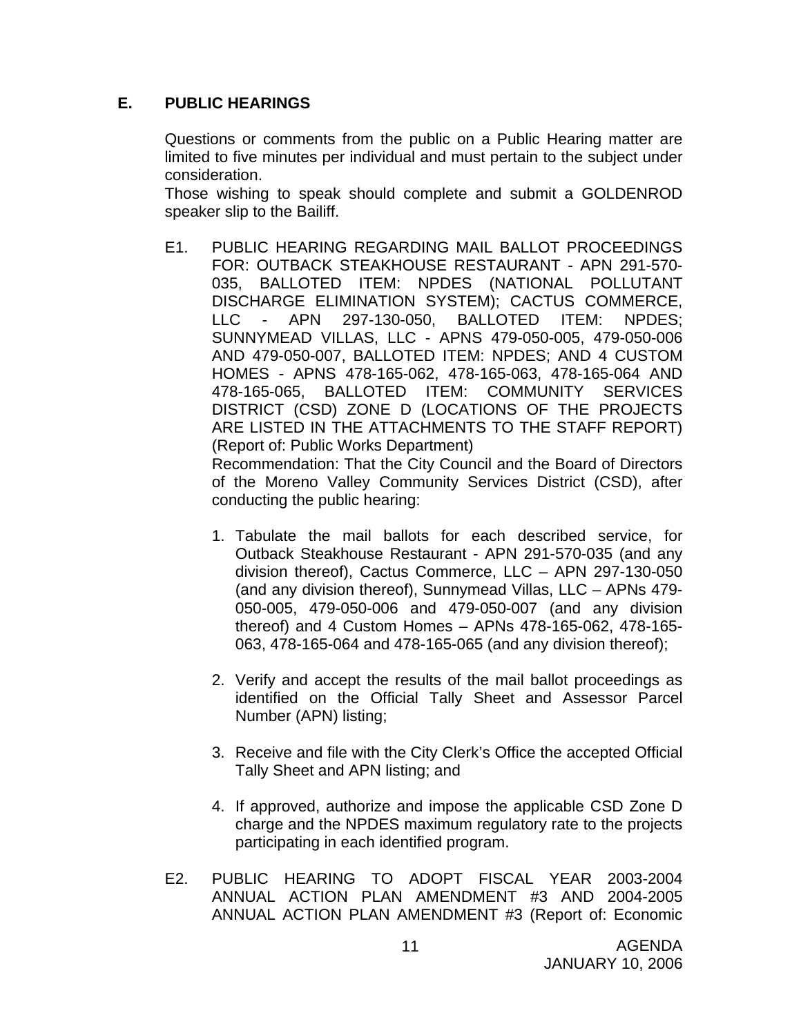## E. PUBLIC HEARINGS

Questions or comments from the public on a Public Hearing matter are limited to five minutes per individual and must pertain to the subject under consideration.
Those wishing to speak should complete and submit a GOLDENROD speaker slip to the Bailiff.

E1. PUBLIC HEARING REGARDING MAIL BALLOT PROCEEDINGS FOR: OUTBACK STEAKHOUSE RESTAURANT - APN 291-570-035, BALLOTED ITEM: NPDES (NATIONAL POLLUTANT DISCHARGE ELIMINATION SYSTEM); CACTUS COMMERCE, LLC - APN 297-130-050, BALLOTED ITEM: NPDES; SUNNYMEAD VILLAS, LLC - APNS 479-050-005, 479-050-006 AND 479-050-007, BALLOTED ITEM: NPDES; AND 4 CUSTOM HOMES - APNS 478-165-062, 478-165-063, 478-165-064 AND 478-165-065, BALLOTED ITEM: COMMUNITY SERVICES DISTRICT (CSD) ZONE D (LOCATIONS OF THE PROJECTS ARE LISTED IN THE ATTACHMENTS TO THE STAFF REPORT) (Report of: Public Works Department)
Recommendation: That the City Council and the Board of Directors of the Moreno Valley Community Services District (CSD), after conducting the public hearing:

1. Tabulate the mail ballots for each described service, for Outback Steakhouse Restaurant - APN 291-570-035 (and any division thereof), Cactus Commerce, LLC – APN 297-130-050 (and any division thereof), Sunnymead Villas, LLC – APNs 479-050-005, 479-050-006 and 479-050-007 (and any division thereof) and 4 Custom Homes – APNs 478-165-062, 478-165-063, 478-165-064 and 478-165-065 (and any division thereof);

2. Verify and accept the results of the mail ballot proceedings as identified on the Official Tally Sheet and Assessor Parcel Number (APN) listing;

3. Receive and file with the City Clerk's Office the accepted Official Tally Sheet and APN listing; and

4. If approved, authorize and impose the applicable CSD Zone D charge and the NPDES maximum regulatory rate to the projects participating in each identified program.

E2. PUBLIC HEARING TO ADOPT FISCAL YEAR 2003-2004 ANNUAL ACTION PLAN AMENDMENT #3 AND 2004-2005 ANNUAL ACTION PLAN AMENDMENT #3 (Report of: Economic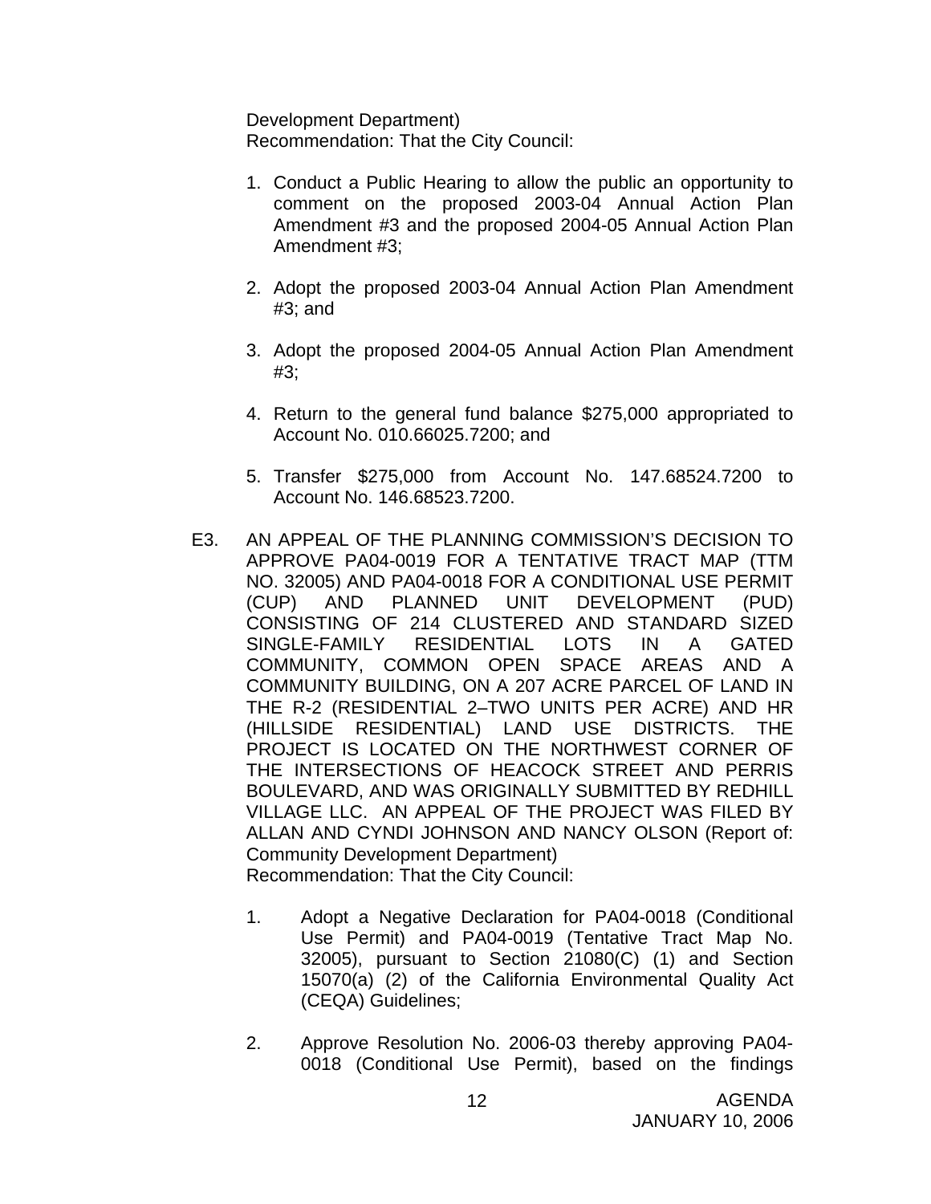Development Department)
Recommendation: That the City Council:

1. Conduct a Public Hearing to allow the public an opportunity to comment on the proposed 2003-04 Annual Action Plan Amendment #3 and the proposed 2004-05 Annual Action Plan Amendment #3;

2. Adopt the proposed 2003-04 Annual Action Plan Amendment #3; and

3. Adopt the proposed 2004-05 Annual Action Plan Amendment #3;

4. Return to the general fund balance $275,000 appropriated to Account No. 010.66025.7200; and

5. Transfer $275,000 from Account No. 147.68524.7200 to Account No. 146.68523.7200.

E3. AN APPEAL OF THE PLANNING COMMISSION'S DECISION TO APPROVE PA04-0019 FOR A TENTATIVE TRACT MAP (TTM NO. 32005) AND PA04-0018 FOR A CONDITIONAL USE PERMIT (CUP) AND PLANNED UNIT DEVELOPMENT (PUD) CONSISTING OF 214 CLUSTERED AND STANDARD SIZED SINGLE-FAMILY RESIDENTIAL LOTS IN A GATED COMMUNITY, COMMON OPEN SPACE AREAS AND A COMMUNITY BUILDING, ON A 207 ACRE PARCEL OF LAND IN THE R-2 (RESIDENTIAL 2–TWO UNITS PER ACRE) AND HR (HILLSIDE RESIDENTIAL) LAND USE DISTRICTS. THE PROJECT IS LOCATED ON THE NORTHWEST CORNER OF THE INTERSECTIONS OF HEACOCK STREET AND PERRIS BOULEVARD, AND WAS ORIGINALLY SUBMITTED BY REDHILL VILLAGE LLC. AN APPEAL OF THE PROJECT WAS FILED BY ALLAN AND CYNDI JOHNSON AND NANCY OLSON (Report of: Community Development Department)
Recommendation: That the City Council:

1. Adopt a Negative Declaration for PA04-0018 (Conditional Use Permit) and PA04-0019 (Tentative Tract Map No. 32005), pursuant to Section 21080(C) (1) and Section 15070(a) (2) of the California Environmental Quality Act (CEQA) Guidelines;

2. Approve Resolution No. 2006-03 thereby approving PA04-0018 (Conditional Use Permit), based on the findings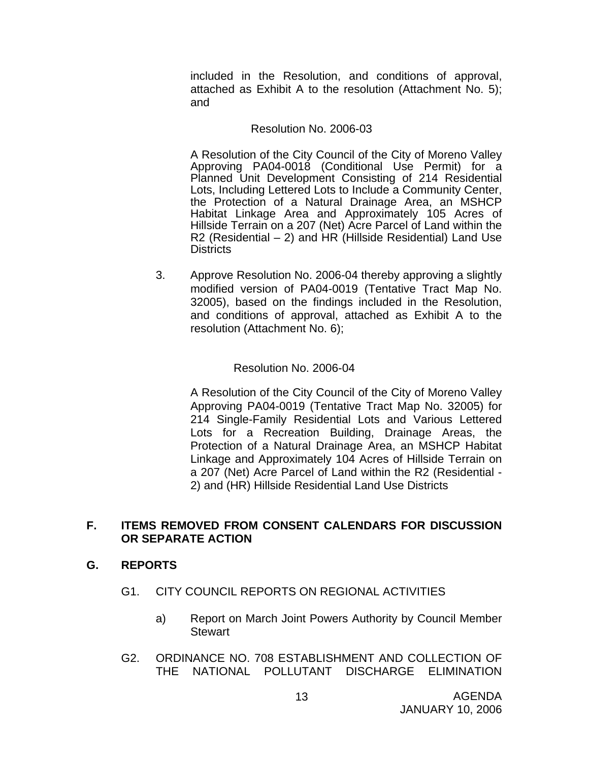included in the Resolution, and conditions of approval, attached as Exhibit A to the resolution (Attachment No. 5); and

Resolution No. 2006-03

A Resolution of the City Council of the City of Moreno Valley Approving PA04-0018 (Conditional Use Permit) for a Planned Unit Development Consisting of 214 Residential Lots, Including Lettered Lots to Include a Community Center, the Protection of a Natural Drainage Area, an MSHCP Habitat Linkage Area and Approximately 105 Acres of Hillside Terrain on a 207 (Net) Acre Parcel of Land within the R2 (Residential – 2) and HR (Hillside Residential) Land Use Districts

3. Approve Resolution No. 2006-04 thereby approving a slightly modified version of PA04-0019 (Tentative Tract Map No. 32005), based on the findings included in the Resolution, and conditions of approval, attached as Exhibit A to the resolution (Attachment No. 6);

Resolution No. 2006-04

A Resolution of the City Council of the City of Moreno Valley Approving PA04-0019 (Tentative Tract Map No. 32005) for 214 Single-Family Residential Lots and Various Lettered Lots for a Recreation Building, Drainage Areas, the Protection of a Natural Drainage Area, an MSHCP Habitat Linkage and Approximately 104 Acres of Hillside Terrain on a 207 (Net) Acre Parcel of Land within the R2 (Residential - 2) and (HR) Hillside Residential Land Use Districts

**F. ITEMS REMOVED FROM CONSENT CALENDARS FOR DISCUSSION OR SEPARATE ACTION**

**G. REPORTS**

G1. CITY COUNCIL REPORTS ON REGIONAL ACTIVITIES

a) Report on March Joint Powers Authority by Council Member Stewart

G2. ORDINANCE NO. 708 ESTABLISHMENT AND COLLECTION OF THE NATIONAL POLLUTANT DISCHARGE ELIMINATION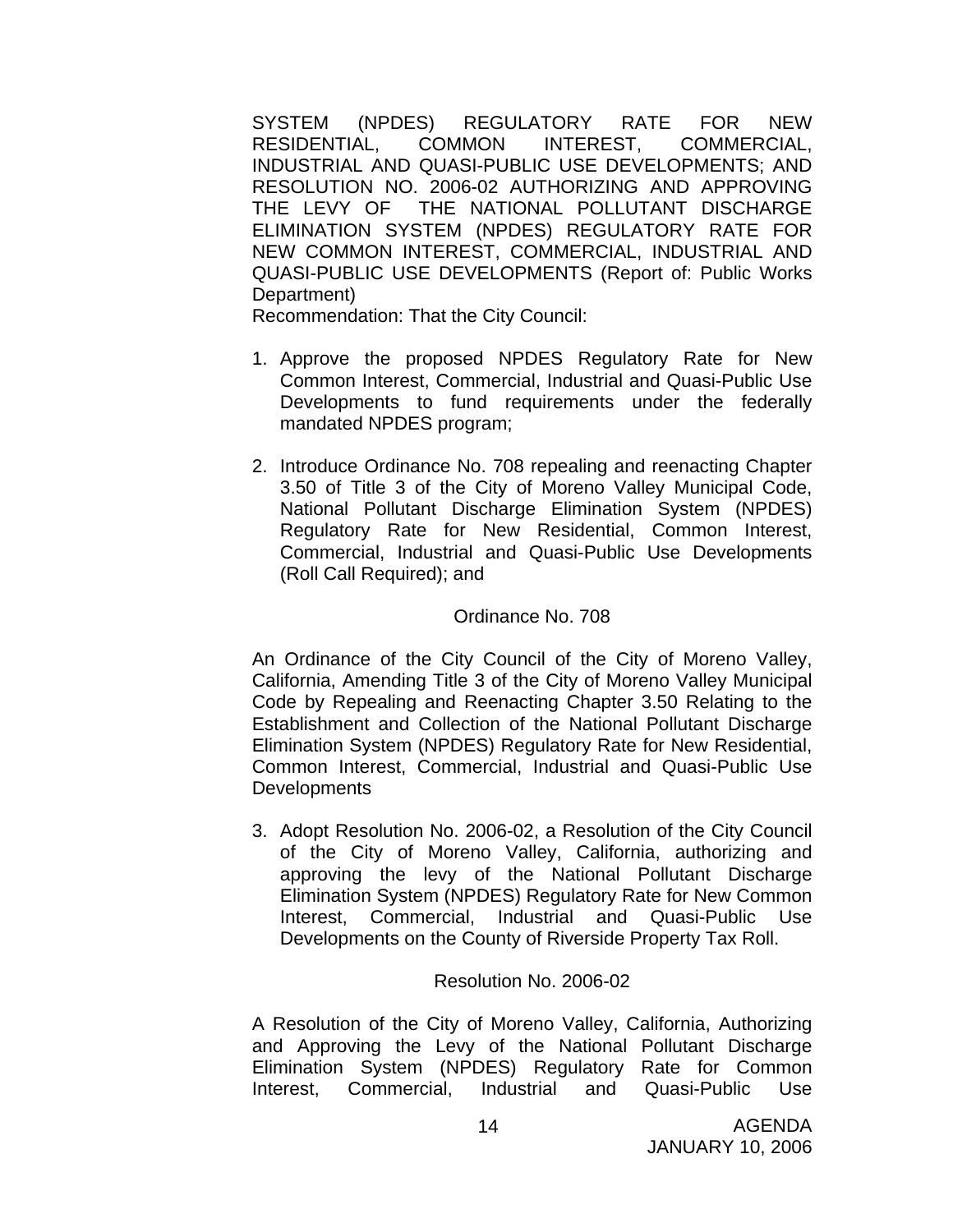SYSTEM (NPDES) REGULATORY RATE FOR NEW RESIDENTIAL, COMMON INTEREST, COMMERCIAL, INDUSTRIAL AND QUASI-PUBLIC USE DEVELOPMENTS; AND RESOLUTION NO. 2006-02 AUTHORIZING AND APPROVING THE LEVY OF THE NATIONAL POLLUTANT DISCHARGE ELIMINATION SYSTEM (NPDES) REGULATORY RATE FOR NEW COMMON INTEREST, COMMERCIAL, INDUSTRIAL AND QUASI-PUBLIC USE DEVELOPMENTS (Report of: Public Works Department)

Recommendation: That the City Council:

1. Approve the proposed NPDES Regulatory Rate for New Common Interest, Commercial, Industrial and Quasi-Public Use Developments to fund requirements under the federally mandated NPDES program;

2. Introduce Ordinance No. 708 repealing and reenacting Chapter 3.50 of Title 3 of the City of Moreno Valley Municipal Code, National Pollutant Discharge Elimination System (NPDES) Regulatory Rate for New Residential, Common Interest, Commercial, Industrial and Quasi-Public Use Developments (Roll Call Required); and

Ordinance No. 708

An Ordinance of the City Council of the City of Moreno Valley, California, Amending Title 3 of the City of Moreno Valley Municipal Code by Repealing and Reenacting Chapter 3.50 Relating to the Establishment and Collection of the National Pollutant Discharge Elimination System (NPDES) Regulatory Rate for New Residential, Common Interest, Commercial, Industrial and Quasi-Public Use Developments

3. Adopt Resolution No. 2006-02, a Resolution of the City Council of the City of Moreno Valley, California, authorizing and approving the levy of the National Pollutant Discharge Elimination System (NPDES) Regulatory Rate for New Common Interest, Commercial, Industrial and Quasi-Public Use Developments on the County of Riverside Property Tax Roll.

Resolution No. 2006-02

A Resolution of the City of Moreno Valley, California, Authorizing and Approving the Levy of the National Pollutant Discharge Elimination System (NPDES) Regulatory Rate for Common Interest, Commercial, Industrial and Quasi-Public Use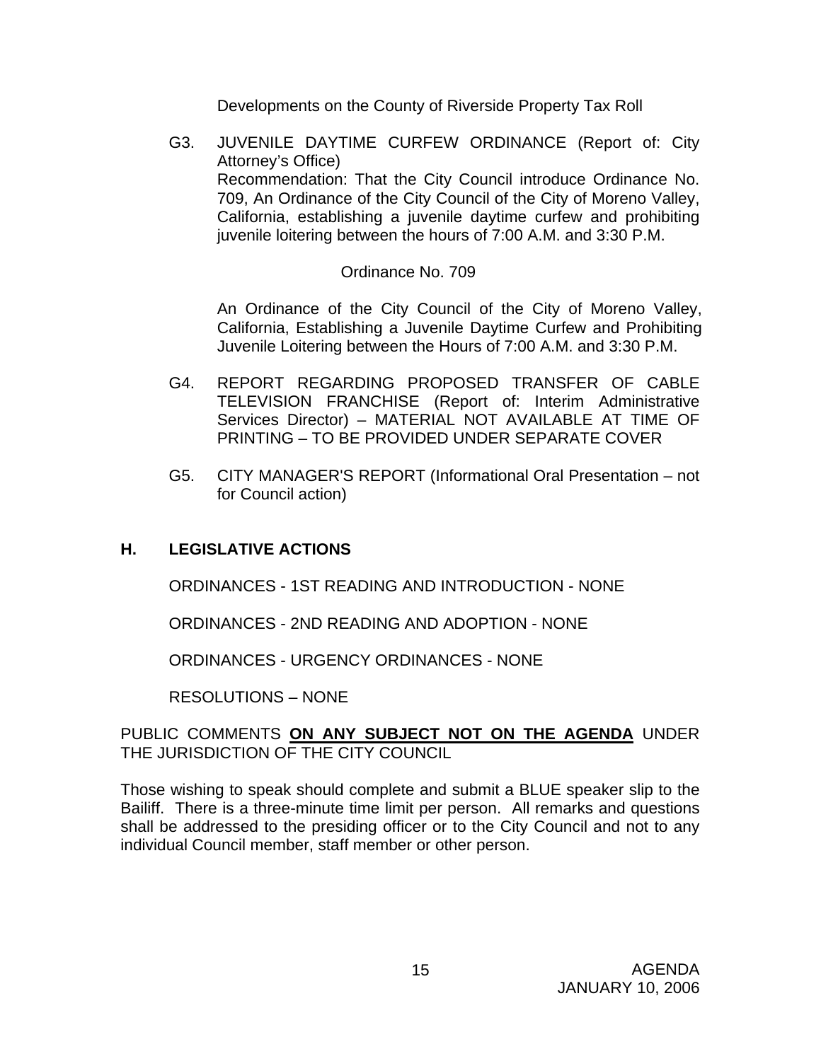Developments on the County of Riverside Property Tax Roll

G3. JUVENILE DAYTIME CURFEW ORDINANCE (Report of: City Attorney's Office)
Recommendation: That the City Council introduce Ordinance No. 709, An Ordinance of the City Council of the City of Moreno Valley, California, establishing a juvenile daytime curfew and prohibiting juvenile loitering between the hours of 7:00 A.M. and 3:30 P.M.

Ordinance No. 709

An Ordinance of the City Council of the City of Moreno Valley, California, Establishing a Juvenile Daytime Curfew and Prohibiting Juvenile Loitering between the Hours of 7:00 A.M. and 3:30 P.M.

G4. REPORT REGARDING PROPOSED TRANSFER OF CABLE TELEVISION FRANCHISE (Report of: Interim Administrative Services Director) – MATERIAL NOT AVAILABLE AT TIME OF PRINTING – TO BE PROVIDED UNDER SEPARATE COVER

G5. CITY MANAGER'S REPORT (Informational Oral Presentation – not for Council action)

## H. LEGISLATIVE ACTIONS

ORDINANCES - 1ST READING AND INTRODUCTION - NONE

ORDINANCES - 2ND READING AND ADOPTION - NONE

ORDINANCES - URGENCY ORDINANCES - NONE

RESOLUTIONS – NONE

PUBLIC COMMENTS **ON ANY SUBJECT NOT ON THE AGENDA** UNDER THE JURISDICTION OF THE CITY COUNCIL

Those wishing to speak should complete and submit a BLUE speaker slip to the Bailiff. There is a three-minute time limit per person. All remarks and questions shall be addressed to the presiding officer or to the City Council and not to any individual Council member, staff member or other person.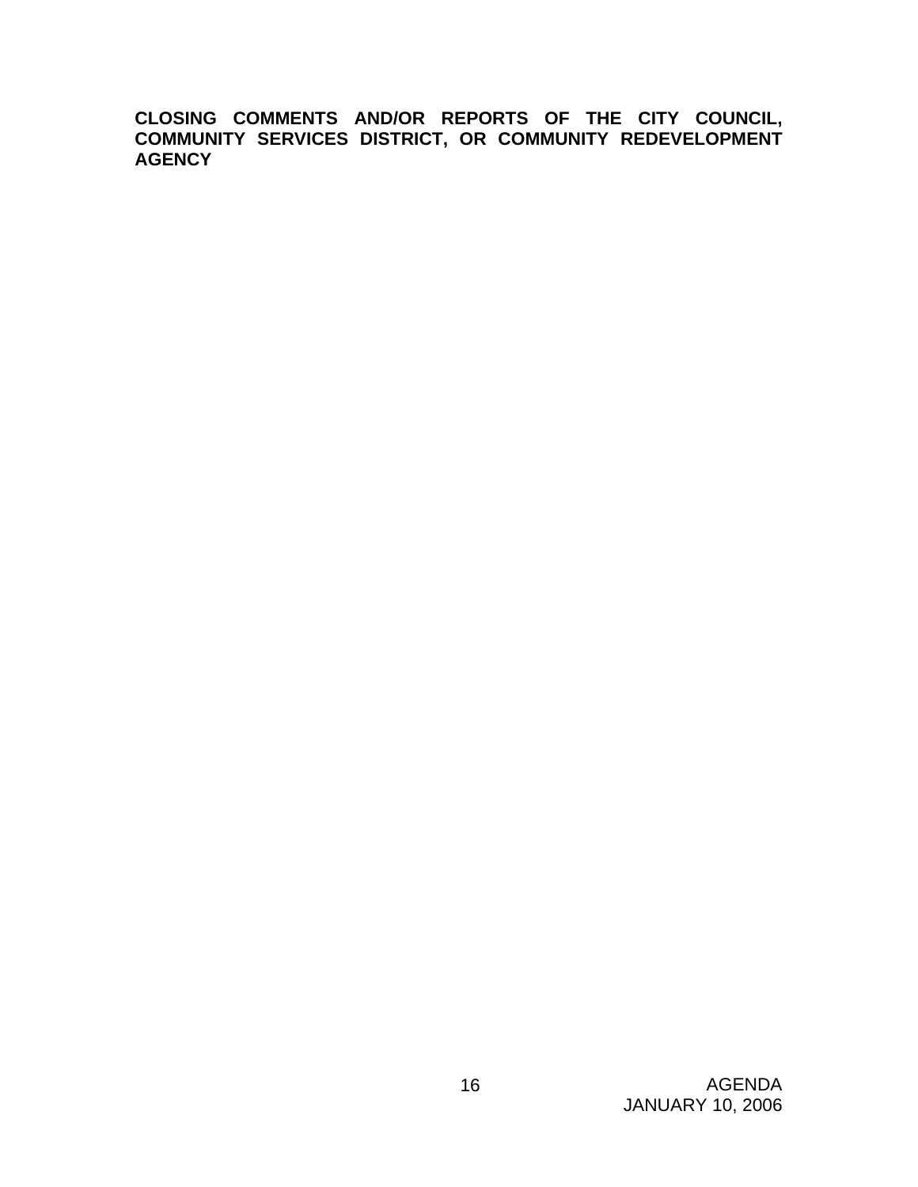**CLOSING COMMENTS AND/OR REPORTS OF THE CITY COUNCIL, COMMUNITY SERVICES DISTRICT, OR COMMUNITY REDEVELOPMENT AGENCY**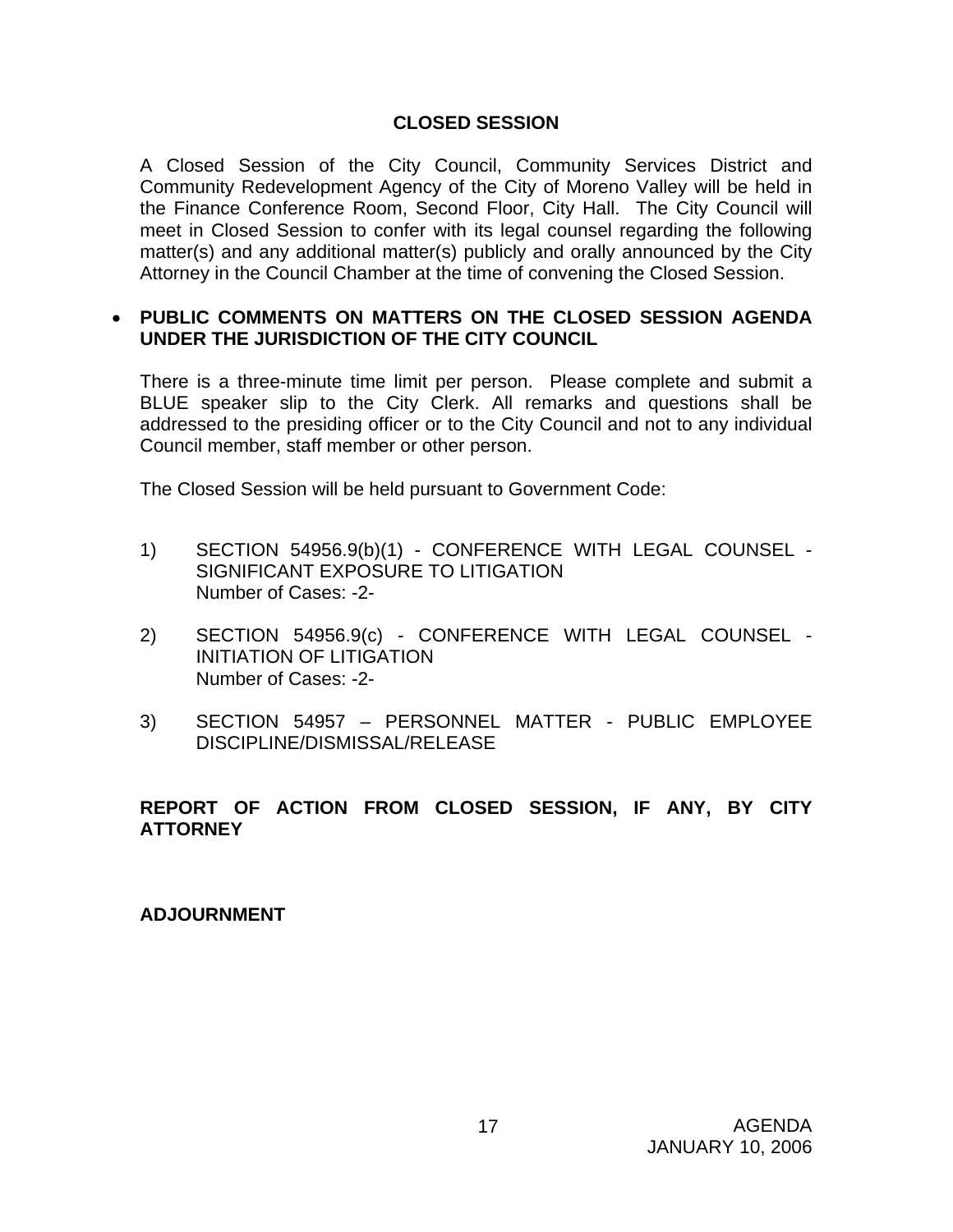## CLOSED SESSION

A Closed Session of the City Council, Community Services District and Community Redevelopment Agency of the City of Moreno Valley will be held in the Finance Conference Room, Second Floor, City Hall. The City Council will meet in Closed Session to confer with its legal counsel regarding the following matter(s) and any additional matter(s) publicly and orally announced by the City Attorney in the Council Chamber at the time of convening the Closed Session.

- **PUBLIC COMMENTS ON MATTERS ON THE CLOSED SESSION AGENDA UNDER THE JURISDICTION OF THE CITY COUNCIL**

  There is a three-minute time limit per person. Please complete and submit a BLUE speaker slip to the City Clerk. All remarks and questions shall be addressed to the presiding officer or to the City Council and not to any individual Council member, staff member or other person.

  The Closed Session will be held pursuant to Government Code:

  1) SECTION 54956.9(b)(1) - CONFERENCE WITH LEGAL COUNSEL - SIGNIFICANT EXPOSURE TO LITIGATION
     Number of Cases: -2-

  2) SECTION 54956.9(c) - CONFERENCE WITH LEGAL COUNSEL - INITIATION OF LITIGATION
     Number of Cases: -2-

  3) SECTION 54957 – PERSONNEL MATTER - PUBLIC EMPLOYEE DISCIPLINE/DISMISSAL/RELEASE

**REPORT OF ACTION FROM CLOSED SESSION, IF ANY, BY CITY ATTORNEY**

**ADJOURNMENT**